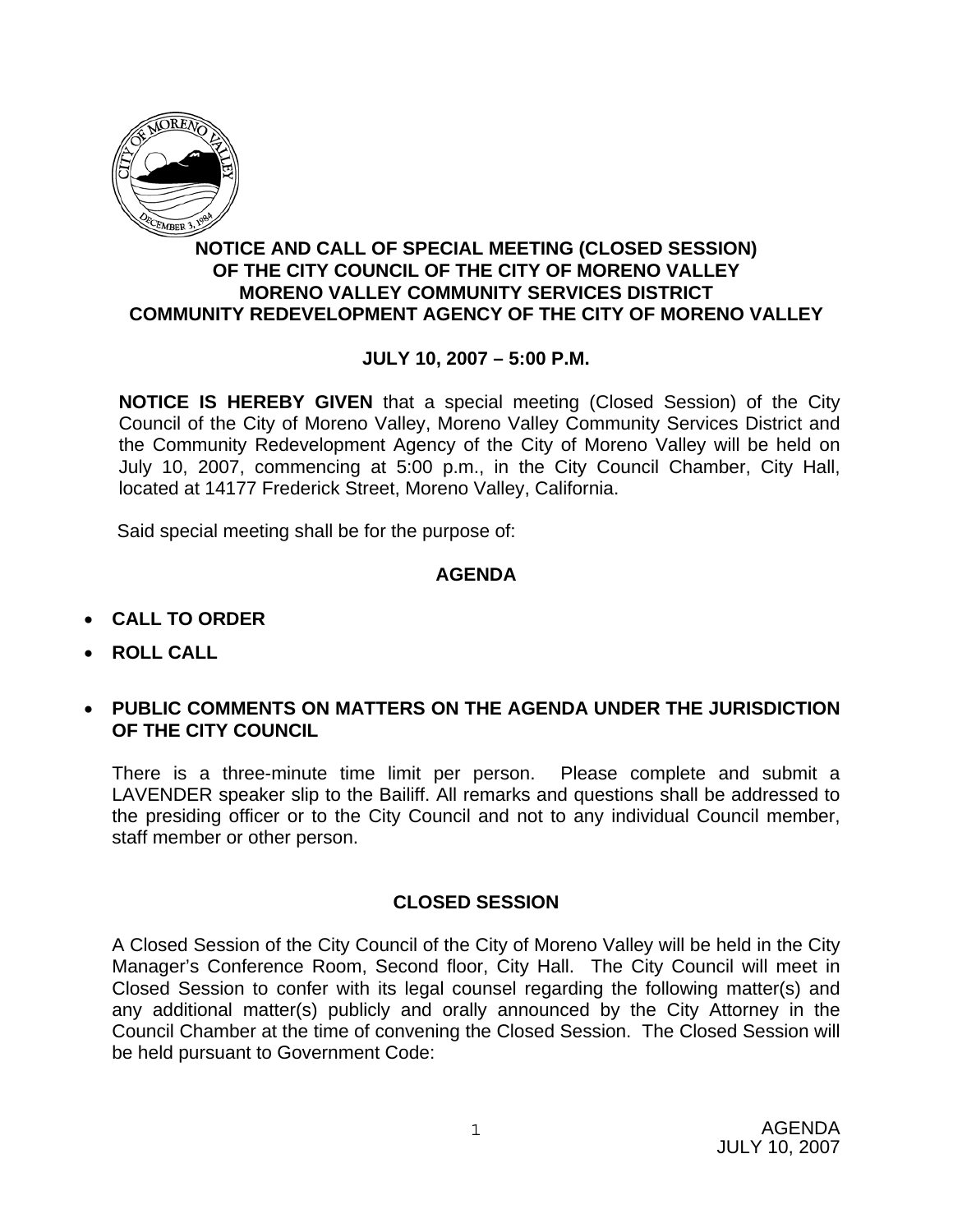# NOTICE AND CALL OF SPECIAL MEETING (CLOSED SESSION) OF THE CITY COUNCIL OF THE CITY OF MORENO VALLEY MORENO VALLEY COMMUNITY SERVICES DISTRICT COMMUNITY REDEVELOPMENT AGENCY OF THE CITY OF MORENO VALLEY

**JULY 10, 2007 – 5:00 P.M.**

**NOTICE IS HEREBY GIVEN** that a special meeting (Closed Session) of the City Council of the City of Moreno Valley, Moreno Valley Community Services District and the Community Redevelopment Agency of the City of Moreno Valley will be held on July 10, 2007, commencing at 5:00 p.m., in the City Council Chamber, City Hall, located at 14177 Frederick Street, Moreno Valley, California.

Said special meeting shall be for the purpose of:

## AGENDA

- **CALL TO ORDER**
- **ROLL CALL**
- **PUBLIC COMMENTS ON MATTERS ON THE AGENDA UNDER THE JURISDICTION OF THE CITY COUNCIL**

There is a three-minute time limit per person. Please complete and submit a LAVENDER speaker slip to the Bailiff. All remarks and questions shall be addressed to the presiding officer or to the City Council and not to any individual Council member, staff member or other person.

## CLOSED SESSION

A Closed Session of the City Council of the City of Moreno Valley will be held in the City Manager's Conference Room, Second floor, City Hall. The City Council will meet in Closed Session to confer with its legal counsel regarding the following matter(s) and any additional matter(s) publicly and orally announced by the City Attorney in the Council Chamber at the time of convening the Closed Session. The Closed Session will be held pursuant to Government Code: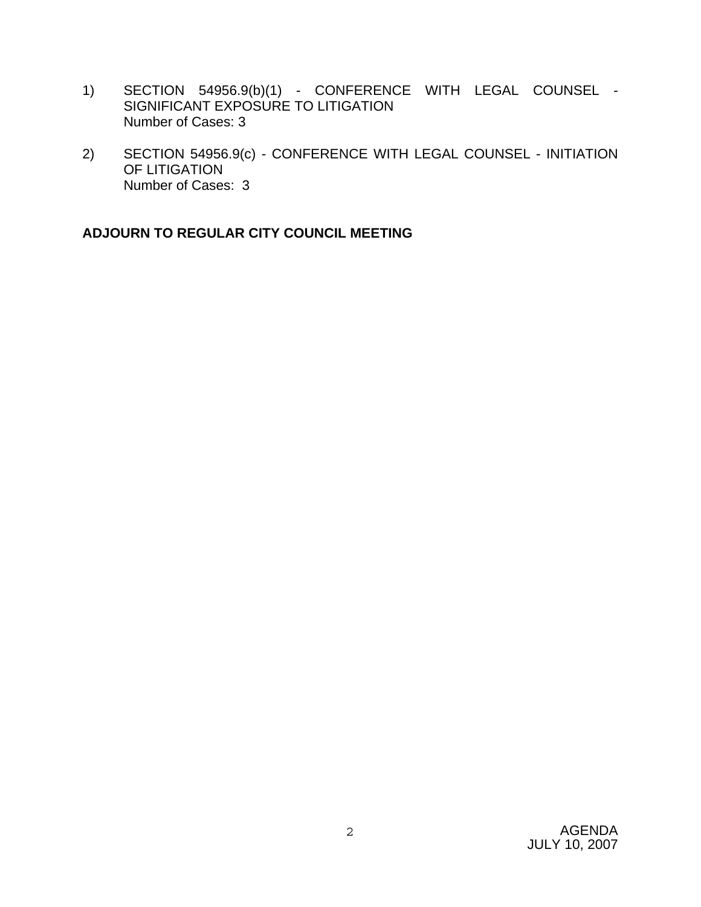1) SECTION 54956.9(b)(1) - CONFERENCE WITH LEGAL COUNSEL - SIGNIFICANT EXPOSURE TO LITIGATION
   Number of Cases: 3

2) SECTION 54956.9(c) - CONFERENCE WITH LEGAL COUNSEL - INITIATION OF LITIGATION
   Number of Cases: 3

**ADJOURN TO REGULAR CITY COUNCIL MEETING**